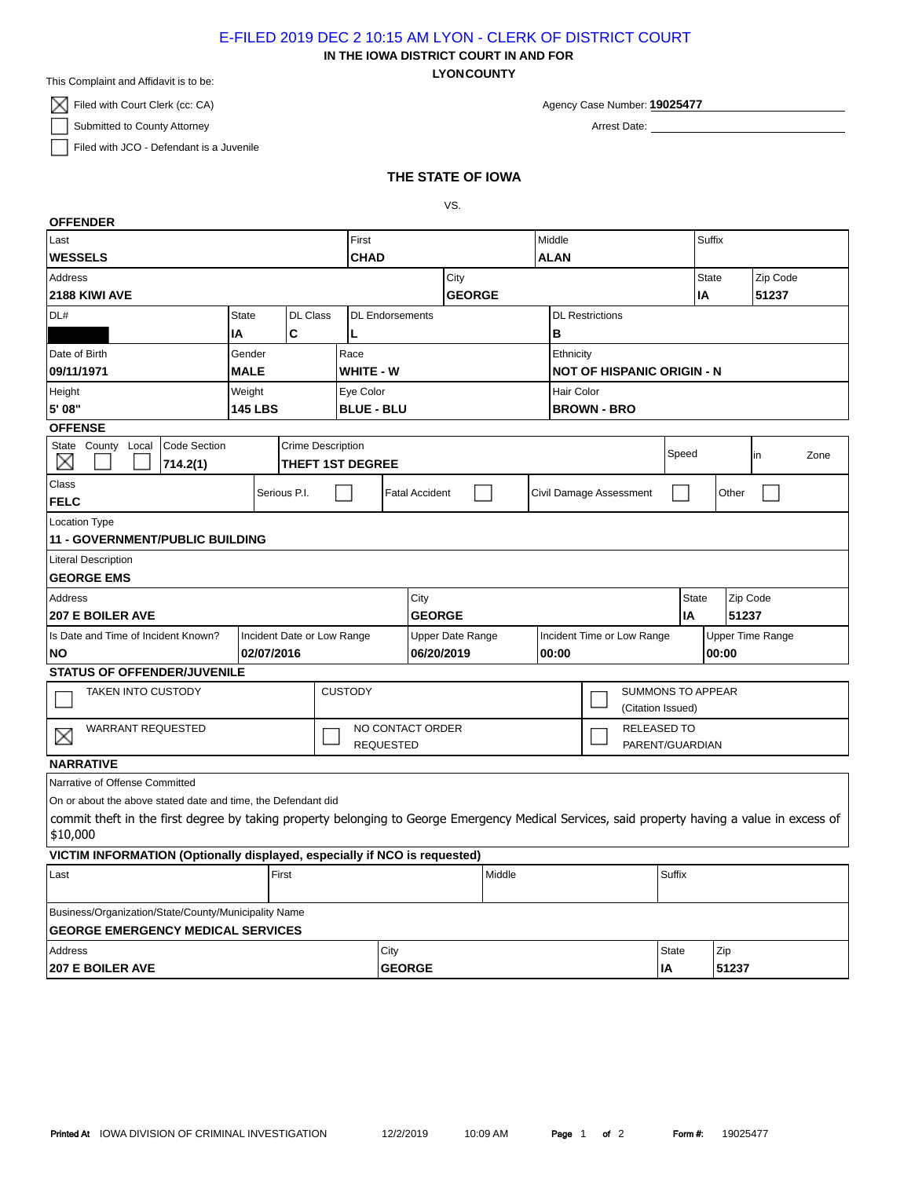E-FILED 2019 DEC 2 10:15 AM LYON - CLERK OF DISTRICT COURT

**IN THE IOWA DISTRICT COURT IN AND FOR**

**LYONCOUNTY**

This Complaint and Affidavit is to be:

- ☒ Filed with Court Clerk (cc: CA)
- ☐ Submitted to County Attorney
- ☐ Filed with JCO - Defendant is a Juvenile

Agency Case Number: **19025477**

Arrest Date:

## THE STATE OF IOWA

VS.

### OFFENDER

| Last | First | Middle | Suffix |
|---|---|---|---|
| **WESSELS** | **CHAD** | **ALAN** | |

| Address | City | State | Zip Code |
|---|---|---|---|
| **2188 KIWI AVE** | **GEORGE** | **IA** | **51237** |

| DL# | State | DL Class | DL Endorsements | DL Restrictions |
|---|---|---|---|---|
| | **IA** | **C** | **L** | **B** |

| Date of Birth | Gender | Race | Ethnicity |
|---|---|---|---|
| **09/11/1971** | **MALE** | **WHITE - W** | **NOT OF HISPANIC ORIGIN - N** |

| Height | Weight | Eye Color | Hair Color |
|---|---|---|---|
| **5' 08"** | **145 LBS** | **BLUE - BLU** | **BROWN - BRO** |

### OFFENSE

| State | County | Local | Code Section | Crime Description | Speed | in | Zone |
|---|---|---|---|---|---|---|---|
| ☒ | ☐ | ☐ | **714.2(1)** | **THEFT 1ST DEGREE** | | | |

| Class | Serious P.I. | Fatal Accident | Civil Damage Assessment | Other |
|---|---|---|---|---|
| **FELC** | ☐ | ☐ | ☐ | ☐ |

Location Type
**11 - GOVERNMENT/PUBLIC BUILDING**

Literal Description
**GEORGE EMS**

| Address | City | State | Zip Code |
|---|---|---|---|
| **207 E BOILER AVE** | **GEORGE** | **IA** | **51237** |

| Is Date and Time of Incident Known? | Incident Date or Low Range | Upper Date Range | Incident Time or Low Range | Upper Time Range |
|---|---|---|---|---|
| **NO** | **02/07/2016** | **06/20/2019** | **00:00** | **00:00** |

### STATUS OF OFFENDER/JUVENILE

| | | |
|---|---|---|
| ☐ TAKEN INTO CUSTODY | CUSTODY | ☐ SUMMONS TO APPEAR (Citation Issued) |
| ☒ WARRANT REQUESTED | ☐ NO CONTACT ORDER REQUESTED | ☐ RELEASED TO PARENT/GUARDIAN |

### NARRATIVE

Narrative of Offense Committed

On or about the above stated date and time, the Defendant did

commit theft in the first degree by taking property belonging to George Emergency Medical Services, said property having a value in excess of $10,000

### VICTIM INFORMATION (Optionally displayed, especially if NCO is requested)

| Last | First | Middle | Suffix |
|---|---|---|---|
| | | | |

Business/Organization/State/County/Municipality Name
**GEORGE EMERGENCY MEDICAL SERVICES**

| Address | City | State | Zip |
|---|---|---|---|
| **207 E BOILER AVE** | **GEORGE** | **IA** | **51237** |

**Printed At** IOWA DIVISION OF CRIMINAL INVESTIGATION 12/2/2019 10:09 AM **Form #:** 19025477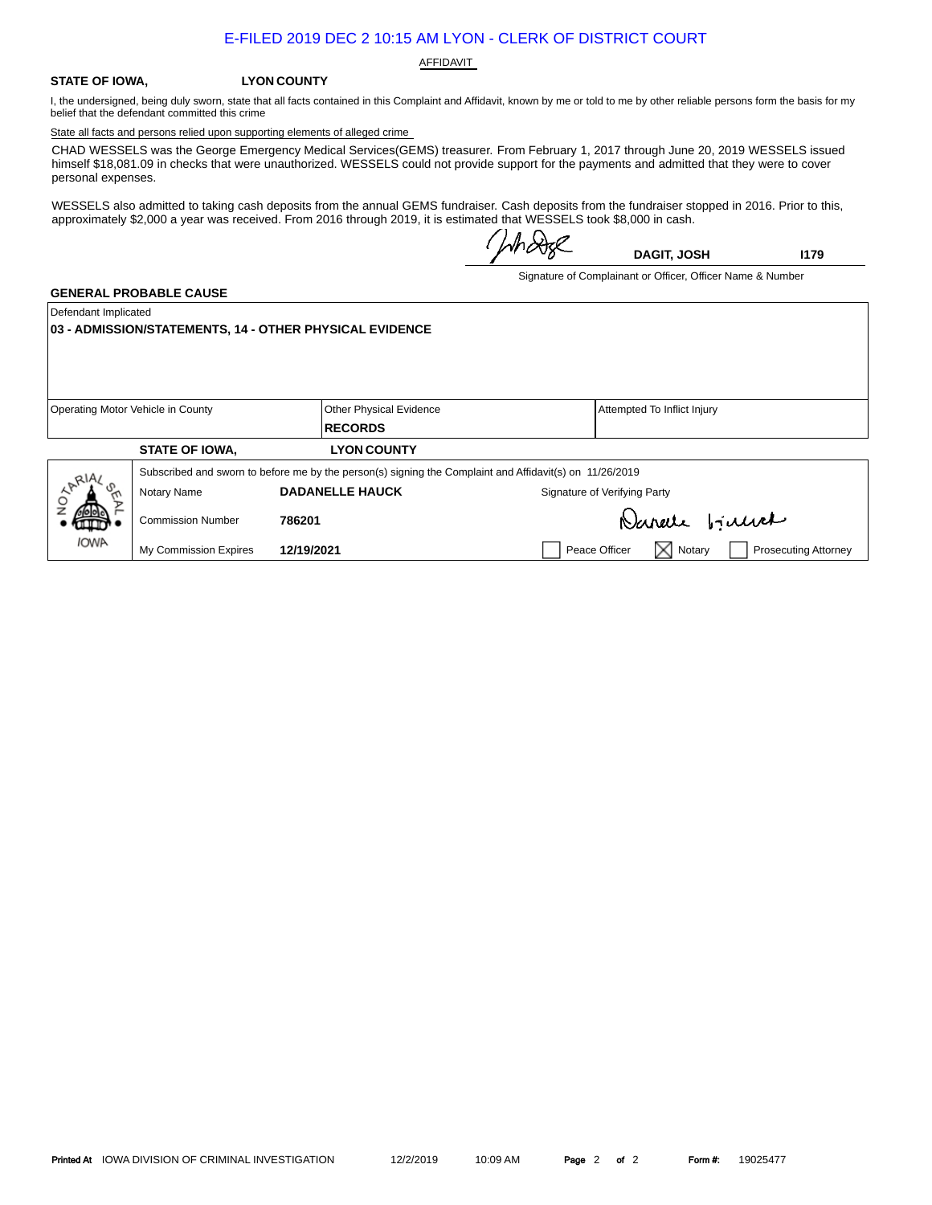E-FILED 2019 DEC 2 10:15 AM LYON - CLERK OF DISTRICT COURT

AFFIDAVIT

**STATE OF IOWA,** **LYON COUNTY**

I, the undersigned, being duly sworn, state that all facts contained in this Complaint and Affidavit, known by me or told to me by other reliable persons form the basis for my belief that the defendant committed this crime

State all facts and persons relied upon supporting elements of alleged crime

CHAD WESSELS was the George Emergency Medical Services(GEMS) treasurer. From February 1, 2017 through June 20, 2019 WESSELS issued himself $18,081.09 in checks that were unauthorized. WESSELS could not provide support for the payments and admitted that they were to cover personal expenses.

WESSELS also admitted to taking cash deposits from the annual GEMS fundraiser. Cash deposits from the fundraiser stopped in 2016. Prior to this, approximately $2,000 a year was received. From 2016 through 2019, it is estimated that WESSELS took $8,000 in cash.

**DAGIT, JOSH** **I179**

Signature of Complainant or Officer, Officer Name & Number

**GENERAL PROBABLE CAUSE**

Defendant Implicated

**03 - ADMISSION/STATEMENTS, 14 - OTHER PHYSICAL EVIDENCE**

| Operating Motor Vehicle in County | Other Physical Evidence | Attempted To Inflict Injury |
|---|---|---|
| | **RECORDS** | |

**STATE OF IOWA,** **LYON COUNTY**

NOTARIAL SEAL IOWA

Subscribed and sworn to before me by the person(s) signing the Complaint and Affidavit(s) on 11/26/2019

| | | |
|---|---|---|
| Notary Name | **DADANELLE HAUCK** | Signature of Verifying Party |
| Commission Number | **786201** | |
| My Commission Expires | **12/19/2021** | ☐ Peace Officer ☒ Notary ☐ Prosecuting Attorney |

**Printed At** IOWA DIVISION OF CRIMINAL INVESTIGATION 12/2/2019 10:09 AM **Form #:** 19025477